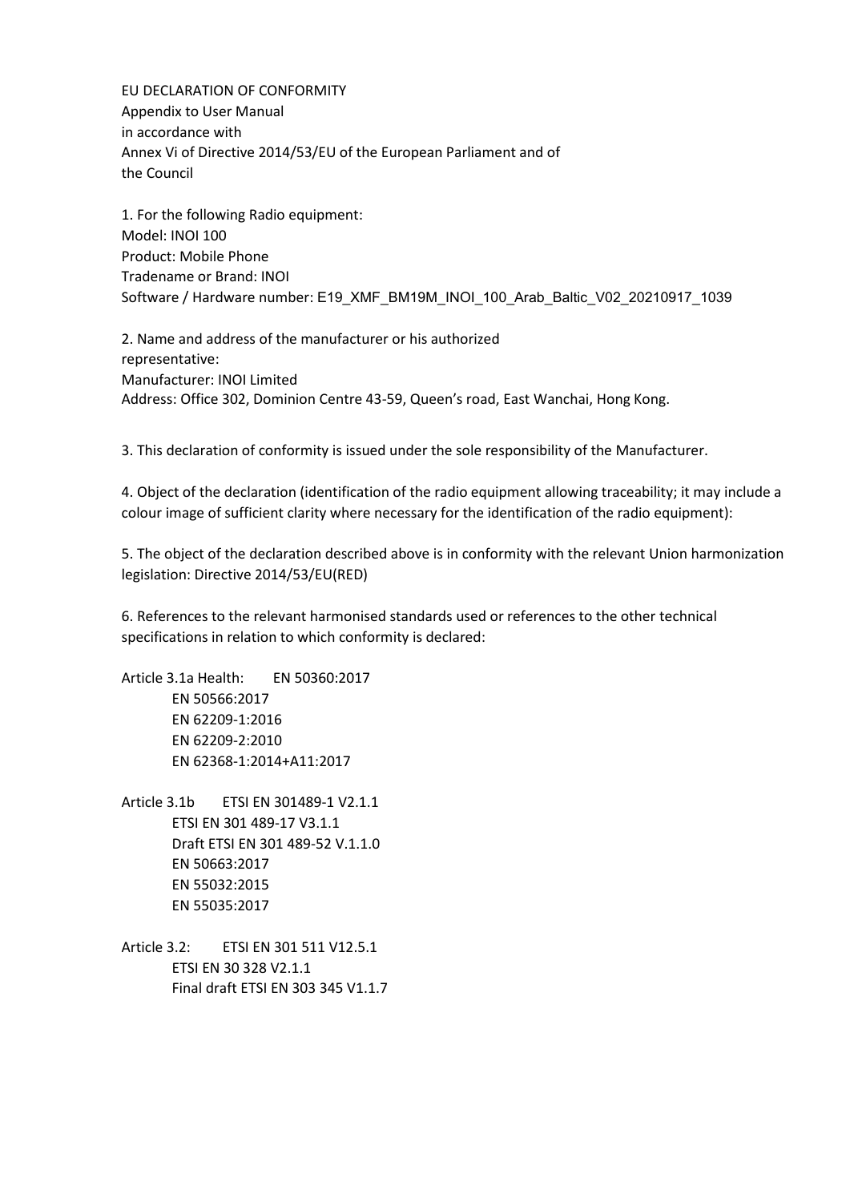EU DECLARATION OF CONFORMITY
Appendix to User Manual
in accordance with
Annex Vi of Directive 2014/53/EU of the European Parliament and of the Council

1. For the following Radio equipment:
Model: INOI 100
Product: Mobile Phone
Tradename or Brand: INOI
Software / Hardware number: E19_XMF_BM19M_INOI_100_Arab_Baltic_V02_20210917_1039

2. Name and address of the manufacturer or his authorized representative:
Manufacturer: INOI Limited
Address: Office 302, Dominion Centre 43-59, Queen's road, East Wanchai, Hong Kong.

3. This declaration of conformity is issued under the sole responsibility of the Manufacturer.

4. Object of the declaration (identification of the radio equipment allowing traceability; it may include a colour image of sufficient clarity where necessary for the identification of the radio equipment):

5. The object of the declaration described above is in conformity with the relevant Union harmonization legislation: Directive 2014/53/EU(RED)

6. References to the relevant harmonised standards used or references to the other technical specifications in relation to which conformity is declared:

Article 3.1a Health: EN 50360:2017
EN 50566:2017
EN 62209-1:2016
EN 62209-2:2010
EN 62368-1:2014+A11:2017

Article 3.1b ETSI EN 301489-1 V2.1.1
ETSI EN 301 489-17 V3.1.1
Draft ETSI EN 301 489-52 V.1.1.0
EN 50663:2017
EN 55032:2015
EN 55035:2017

Article 3.2: ETSI EN 301 511 V12.5.1
ETSI EN 30 328 V2.1.1
Final draft ETSI EN 303 345 V1.1.7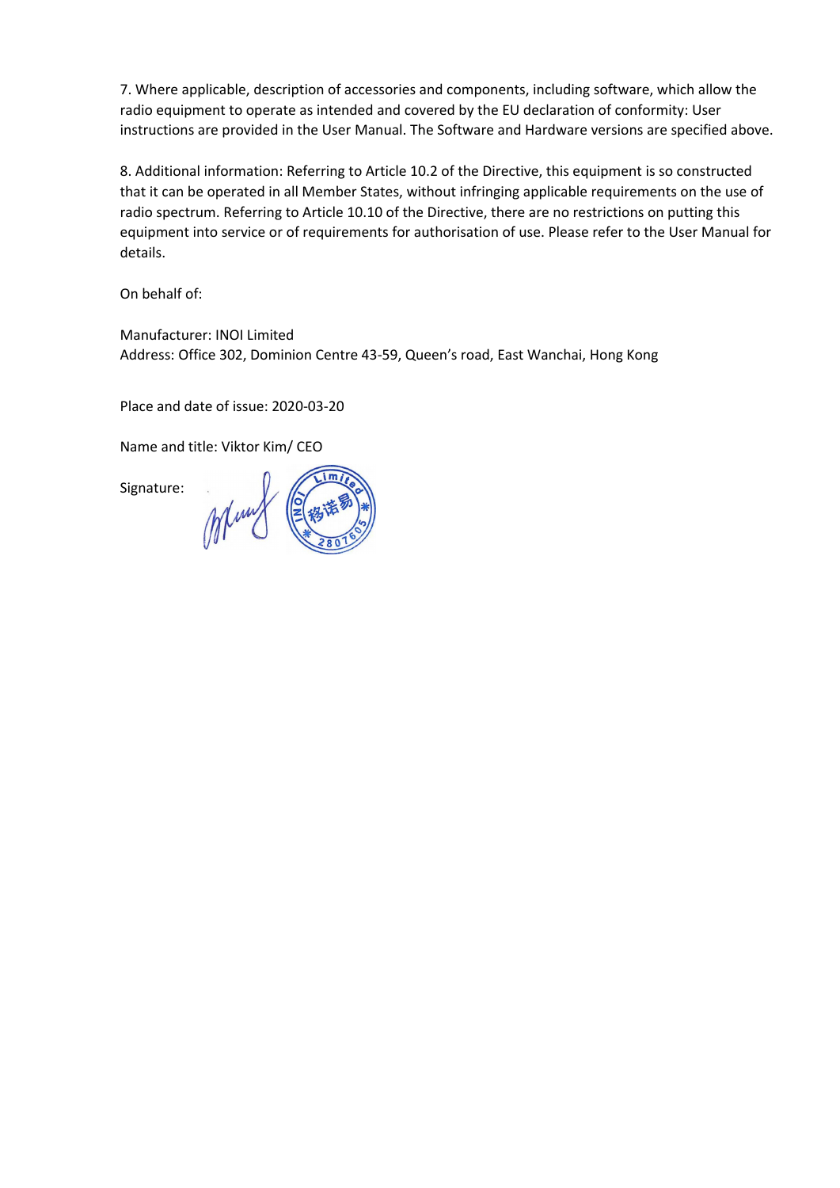7. Where applicable, description of accessories and components, including software, which allow the radio equipment to operate as intended and covered by the EU declaration of conformity: User instructions are provided in the User Manual. The Software and Hardware versions are specified above.

8. Additional information: Referring to Article 10.2 of the Directive, this equipment is so constructed that it can be operated in all Member States, without infringing applicable requirements on the use of radio spectrum. Referring to Article 10.10 of the Directive, there are no restrictions on putting this equipment into service or of requirements for authorisation of use. Please refer to the User Manual for details.

On behalf of:

Manufacturer: INOI Limited
Address: Office 302, Dominion Centre 43-59, Queen's road, East Wanchai, Hong Kong

Place and date of issue: 2020-03-20

Name and title: Viktor Kim/ CEO

Signature: